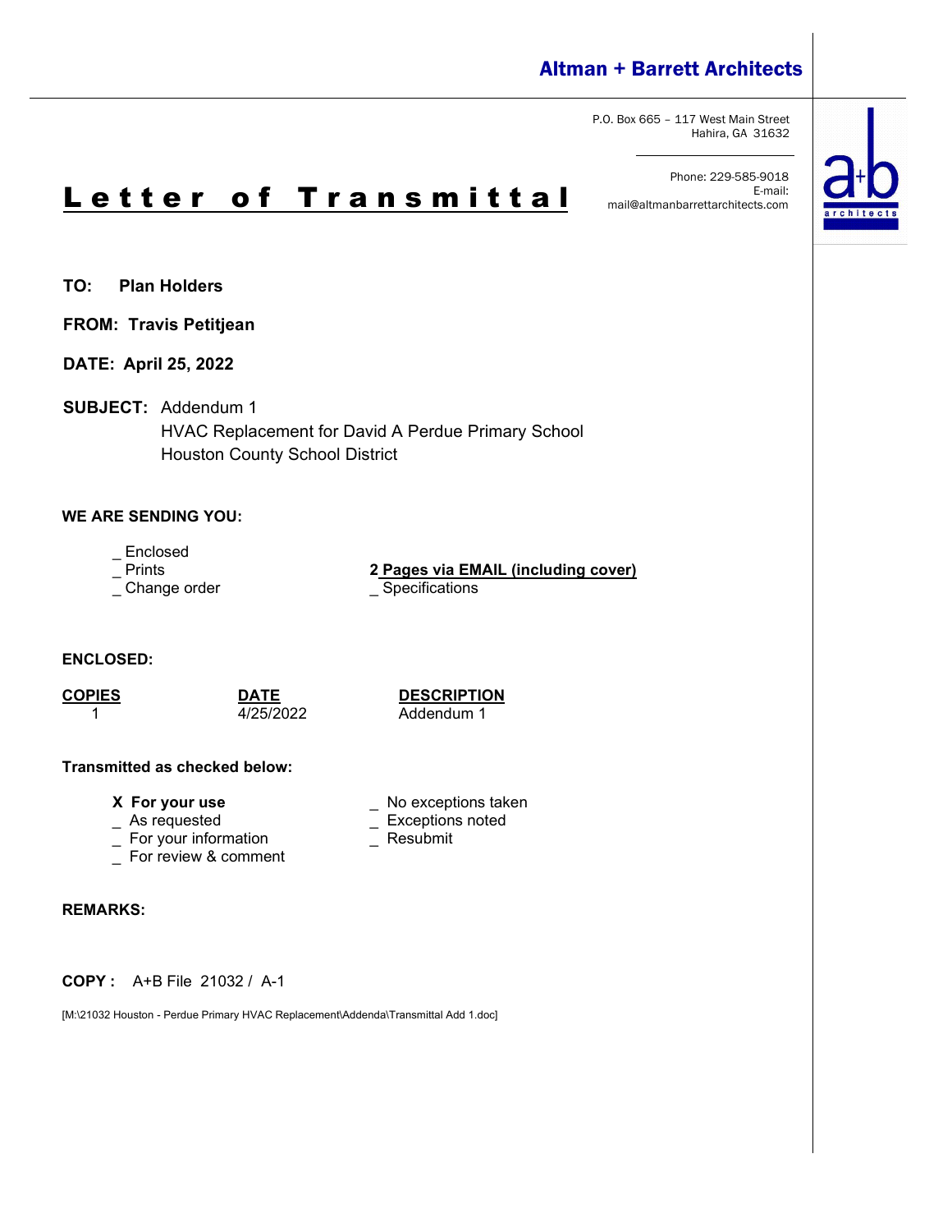**Altman + Barrett Architects**

P.O. Box 665 – 117 West Main Street
Hahira, GA 31632

Phone: 229-585-9018
E-mail:
mail@altmanbarrettarchitects.com

# Letter of Transmittal

**TO: Plan Holders**

**FROM: Travis Petitjean**

**DATE: April 25, 2022**

**SUBJECT:** Addendum 1
HVAC Replacement for David A Perdue Primary School
Houston County School District

**WE ARE SENDING YOU:**

_ Enclosed
_ Prints
_ Change order

**2 Pages via EMAIL (including cover)**
_ Specifications

**ENCLOSED:**

| COPIES | DATE | DESCRIPTION |
|---|---|---|
| 1 | 4/25/2022 | Addendum 1 |

**Transmitted as checked below:**

**X For your use**
_ As requested
_ For your information
_ For review & comment

_ No exceptions taken
_ Exceptions noted
_ Resubmit

**REMARKS:**

**COPY :** A+B File 21032 / A-1

[M:\21032 Houston - Perdue Primary HVAC Replacement\Addenda\Transmittal Add 1.doc]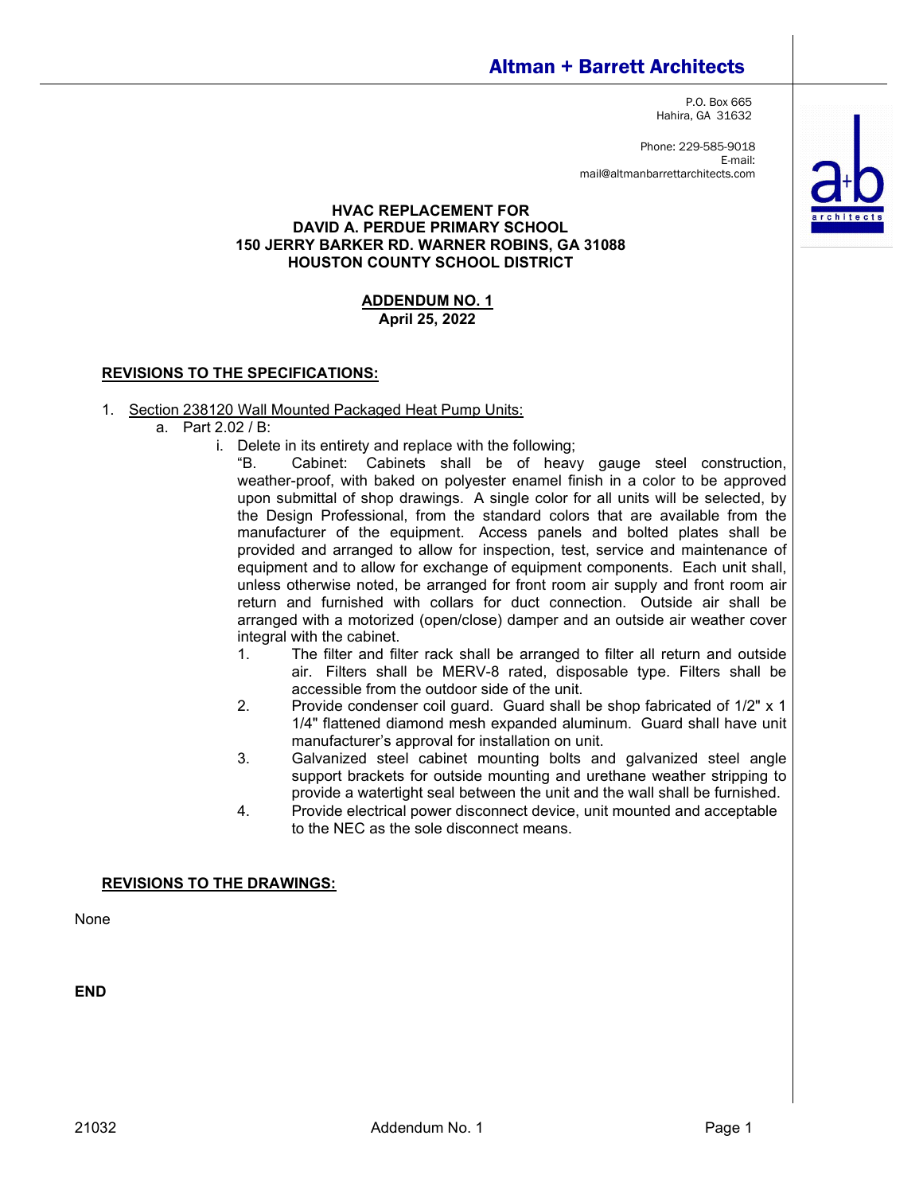**Altman + Barrett Architects**

P.O. Box 665
Hahira, GA 31632

Phone: 229-585-9018
E-mail:
mail@altmanbarrettarchitects.com

**HVAC REPLACEMENT FOR**
**DAVID A. PERDUE PRIMARY SCHOOL**
**150 JERRY BARKER RD. WARNER ROBINS, GA 31088**
**HOUSTON COUNTY SCHOOL DISTRICT**

**ADDENDUM NO. 1**
**April 25, 2022**

## REVISIONS TO THE SPECIFICATIONS:

1. Section 238120 Wall Mounted Packaged Heat Pump Units:
   a. Part 2.02 / B:
      i. Delete in its entirety and replace with the following;
      "B. Cabinet: Cabinets shall be of heavy gauge steel construction, weather-proof, with baked on polyester enamel finish in a color to be approved upon submittal of shop drawings. A single color for all units will be selected, by the Design Professional, from the standard colors that are available from the manufacturer of the equipment. Access panels and bolted plates shall be provided and arranged to allow for inspection, test, service and maintenance of equipment and to allow for exchange of equipment components. Each unit shall, unless otherwise noted, be arranged for front room air supply and front room air return and furnished with collars for duct connection. Outside air shall be arranged with a motorized (open/close) damper and an outside air weather cover integral with the cabinet.
         1. The filter and filter rack shall be arranged to filter all return and outside air. Filters shall be MERV-8 rated, disposable type. Filters shall be accessible from the outdoor side of the unit.
         2. Provide condenser coil guard. Guard shall be shop fabricated of 1/2" x 1 1/4" flattened diamond mesh expanded aluminum. Guard shall have unit manufacturer's approval for installation on unit.
         3. Galvanized steel cabinet mounting bolts and galvanized steel angle support brackets for outside mounting and urethane weather stripping to provide a watertight seal between the unit and the wall shall be furnished.
         4. Provide electrical power disconnect device, unit mounted and acceptable to the NEC as the sole disconnect means.

## REVISIONS TO THE DRAWINGS:

None

**END**